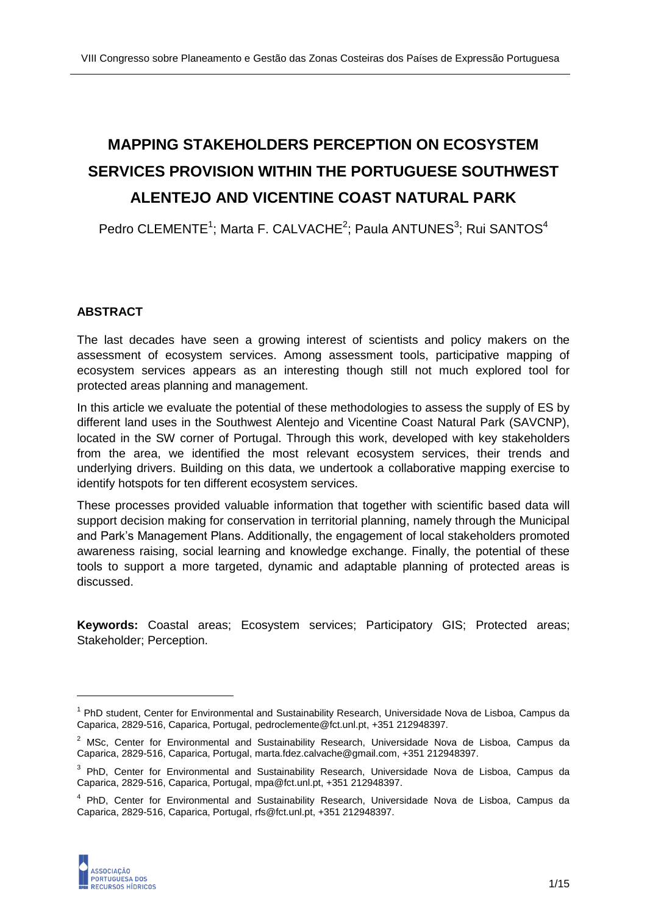# MAPPING STAKEHOLDERS PERCEPTION ON ECOSYSTEM SERVICES PROVISION WITHIN THE PORTUGUESE SOUTHWEST ALENTEJO AND VICENTINE COAST NATURAL PARK

Pedro CLEMENTE[1]; Marta F. CALVACHE[2]; Paula ANTUNES[3]; Rui SANTOS[4]

## ABSTRACT

The last decades have seen a growing interest of scientists and policy makers on the assessment of ecosystem services. Among assessment tools, participative mapping of ecosystem services appears as an interesting though still not much explored tool for protected areas planning and management.

In this article we evaluate the potential of these methodologies to assess the supply of ES by different land uses in the Southwest Alentejo and Vicentine Coast Natural Park (SAVCNP), located in the SW corner of Portugal. Through this work, developed with key stakeholders from the area, we identified the most relevant ecosystem services, their trends and underlying drivers. Building on this data, we undertook a collaborative mapping exercise to identify hotspots for ten different ecosystem services.

These processes provided valuable information that together with scientific based data will support decision making for conservation in territorial planning, namely through the Municipal and Park's Management Plans. Additionally, the engagement of local stakeholders promoted awareness raising, social learning and knowledge exchange. Finally, the potential of these tools to support a more targeted, dynamic and adaptable planning of protected areas is discussed.

**Keywords:** Coastal areas; Ecosystem services; Participatory GIS; Protected areas; Stakeholder; Perception.

---

[1] PhD student, Center for Environmental and Sustainability Research, Universidade Nova de Lisboa, Campus da Caparica, 2829-516, Caparica, Portugal, pedroclemente@fct.unl.pt, +351 212948397.

[2] MSc, Center for Environmental and Sustainability Research, Universidade Nova de Lisboa, Campus da Caparica, 2829-516, Caparica, Portugal, marta.fdez.calvache@gmail.com, +351 212948397.

[3] PhD, Center for Environmental and Sustainability Research, Universidade Nova de Lisboa, Campus da Caparica, 2829-516, Caparica, Portugal, mpa@fct.unl.pt, +351 212948397.

[4] PhD, Center for Environmental and Sustainability Research, Universidade Nova de Lisboa, Campus da Caparica, 2829-516, Caparica, Portugal, rfs@fct.unl.pt, +351 212948397.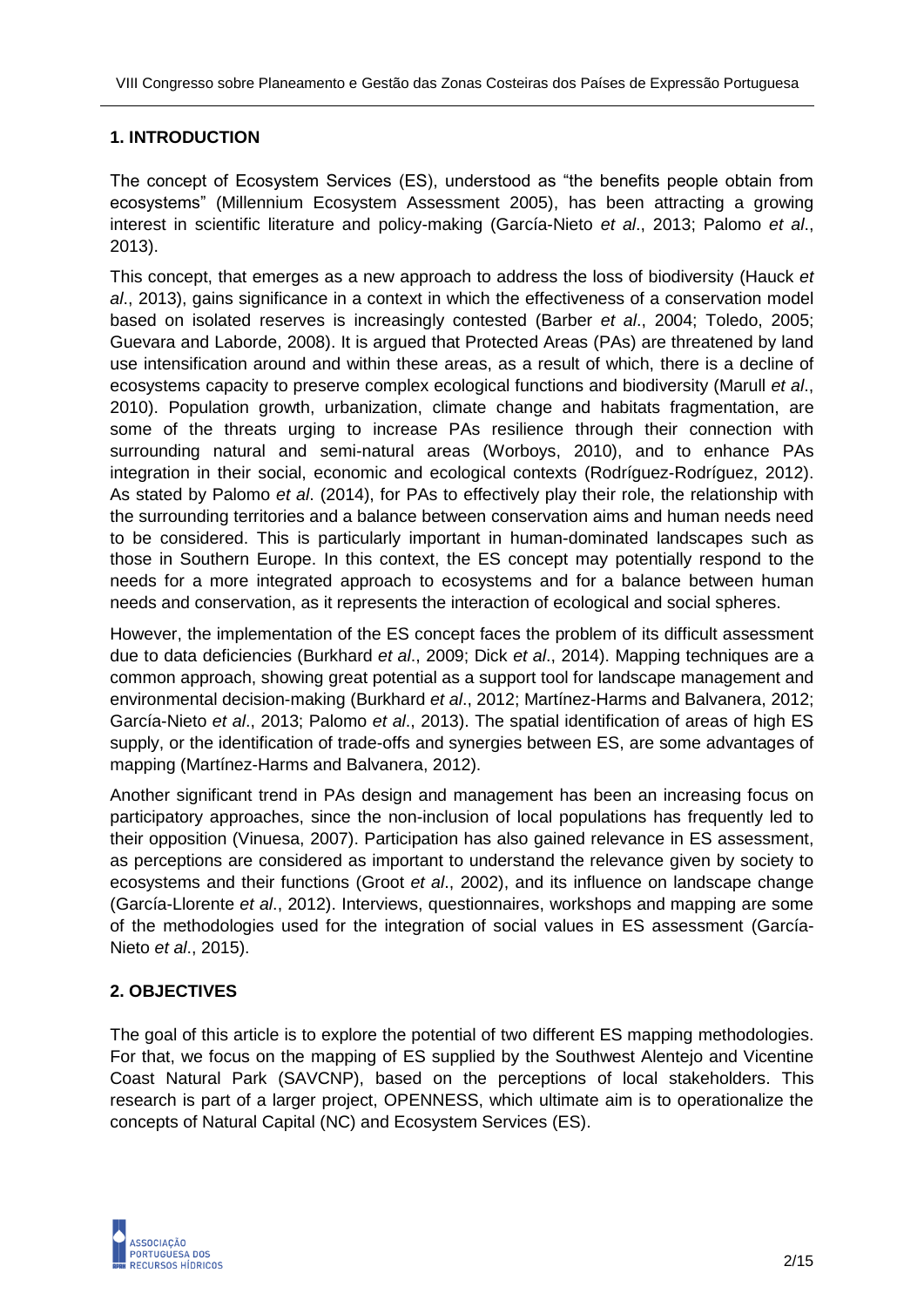## 1. INTRODUCTION

The concept of Ecosystem Services (ES), understood as "the benefits people obtain from ecosystems" (Millennium Ecosystem Assessment 2005), has been attracting a growing interest in scientific literature and policy-making (García-Nieto *et al*., 2013; Palomo *et al*., 2013).

This concept, that emerges as a new approach to address the loss of biodiversity (Hauck *et al*., 2013), gains significance in a context in which the effectiveness of a conservation model based on isolated reserves is increasingly contested (Barber *et al*., 2004; Toledo, 2005; Guevara and Laborde, 2008). It is argued that Protected Areas (PAs) are threatened by land use intensification around and within these areas, as a result of which, there is a decline of ecosystems capacity to preserve complex ecological functions and biodiversity (Marull *et al*., 2010). Population growth, urbanization, climate change and habitats fragmentation, are some of the threats urging to increase PAs resilience through their connection with surrounding natural and semi-natural areas (Worboys, 2010), and to enhance PAs integration in their social, economic and ecological contexts (Rodríguez-Rodríguez, 2012). As stated by Palomo *et al*. (2014), for PAs to effectively play their role, the relationship with the surrounding territories and a balance between conservation aims and human needs need to be considered. This is particularly important in human-dominated landscapes such as those in Southern Europe. In this context, the ES concept may potentially respond to the needs for a more integrated approach to ecosystems and for a balance between human needs and conservation, as it represents the interaction of ecological and social spheres.

However, the implementation of the ES concept faces the problem of its difficult assessment due to data deficiencies (Burkhard *et al*., 2009; Dick *et al*., 2014). Mapping techniques are a common approach, showing great potential as a support tool for landscape management and environmental decision-making (Burkhard *et al*., 2012; Martínez-Harms and Balvanera, 2012; García-Nieto *et al*., 2013; Palomo *et al*., 2013). The spatial identification of areas of high ES supply, or the identification of trade-offs and synergies between ES, are some advantages of mapping (Martínez-Harms and Balvanera, 2012).

Another significant trend in PAs design and management has been an increasing focus on participatory approaches, since the non-inclusion of local populations has frequently led to their opposition (Vinuesa, 2007). Participation has also gained relevance in ES assessment, as perceptions are considered as important to understand the relevance given by society to ecosystems and their functions (Groot *et al*., 2002), and its influence on landscape change (García-Llorente *et al*., 2012). Interviews, questionnaires, workshops and mapping are some of the methodologies used for the integration of social values in ES assessment (García-Nieto *et al*., 2015).

## 2. OBJECTIVES

The goal of this article is to explore the potential of two different ES mapping methodologies. For that, we focus on the mapping of ES supplied by the Southwest Alentejo and Vicentine Coast Natural Park (SAVCNP), based on the perceptions of local stakeholders. This research is part of a larger project, OPENNESS, which ultimate aim is to operationalize the concepts of Natural Capital (NC) and Ecosystem Services (ES).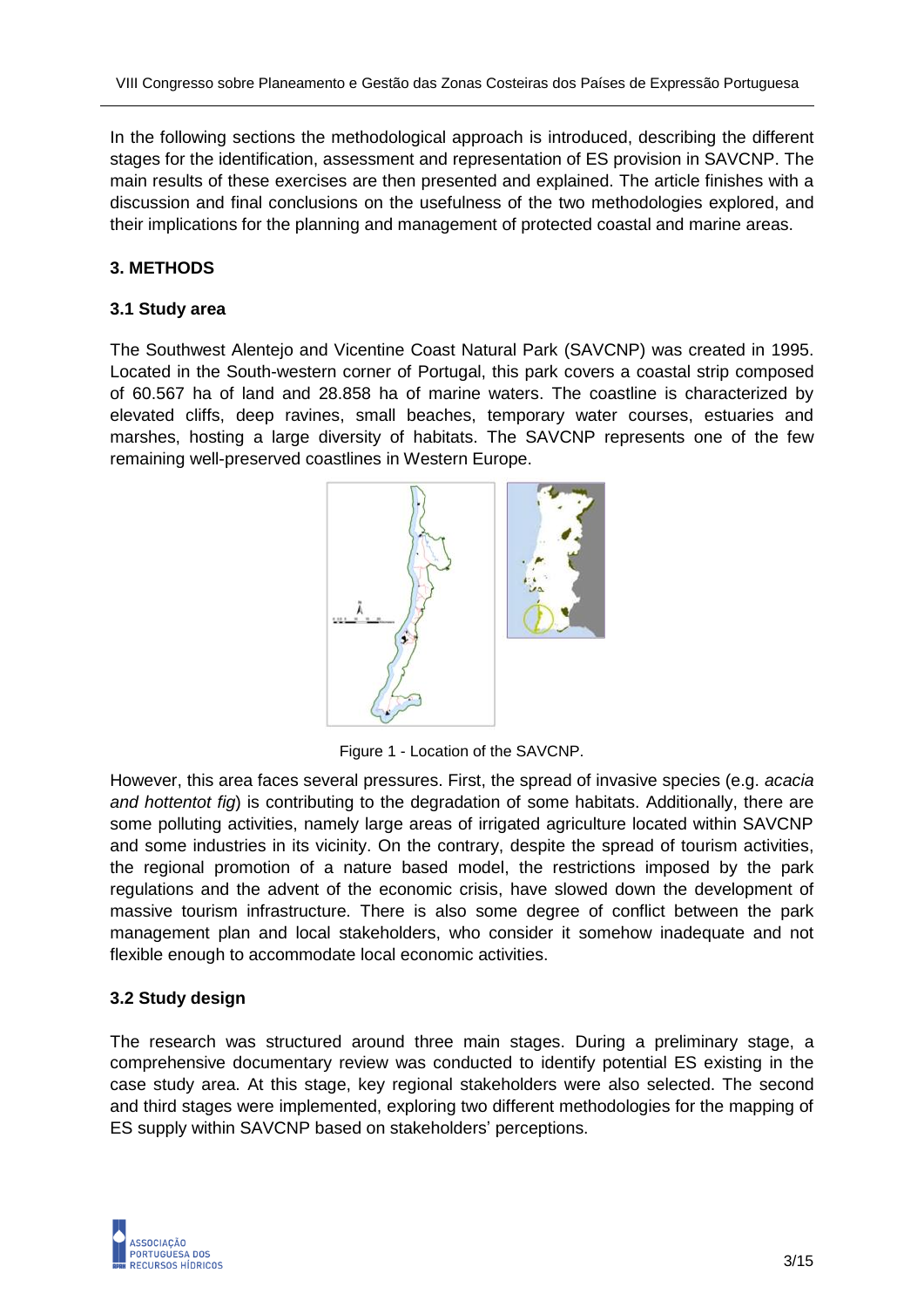In the following sections the methodological approach is introduced, describing the different stages for the identification, assessment and representation of ES provision in SAVCNP. The main results of these exercises are then presented and explained. The article finishes with a discussion and final conclusions on the usefulness of the two methodologies explored, and their implications for the planning and management of protected coastal and marine areas.

## 3. METHODS

### 3.1 Study area

The Southwest Alentejo and Vicentine Coast Natural Park (SAVCNP) was created in 1995. Located in the South-western corner of Portugal, this park covers a coastal strip composed of 60.567 ha of land and 28.858 ha of marine waters. The coastline is characterized by elevated cliffs, deep ravines, small beaches, temporary water courses, estuaries and marshes, hosting a large diversity of habitats. The SAVCNP represents one of the few remaining well-preserved coastlines in Western Europe.

Figure 1 - Location of the SAVCNP.

However, this area faces several pressures. First, the spread of invasive species (e.g. *acacia and hottentot fig*) is contributing to the degradation of some habitats. Additionally, there are some polluting activities, namely large areas of irrigated agriculture located within SAVCNP and some industries in its vicinity. On the contrary, despite the spread of tourism activities, the regional promotion of a nature based model, the restrictions imposed by the park regulations and the advent of the economic crisis, have slowed down the development of massive tourism infrastructure. There is also some degree of conflict between the park management plan and local stakeholders, who consider it somehow inadequate and not flexible enough to accommodate local economic activities.

### 3.2 Study design

The research was structured around three main stages. During a preliminary stage, a comprehensive documentary review was conducted to identify potential ES existing in the case study area. At this stage, key regional stakeholders were also selected. The second and third stages were implemented, exploring two different methodologies for the mapping of ES supply within SAVCNP based on stakeholders' perceptions.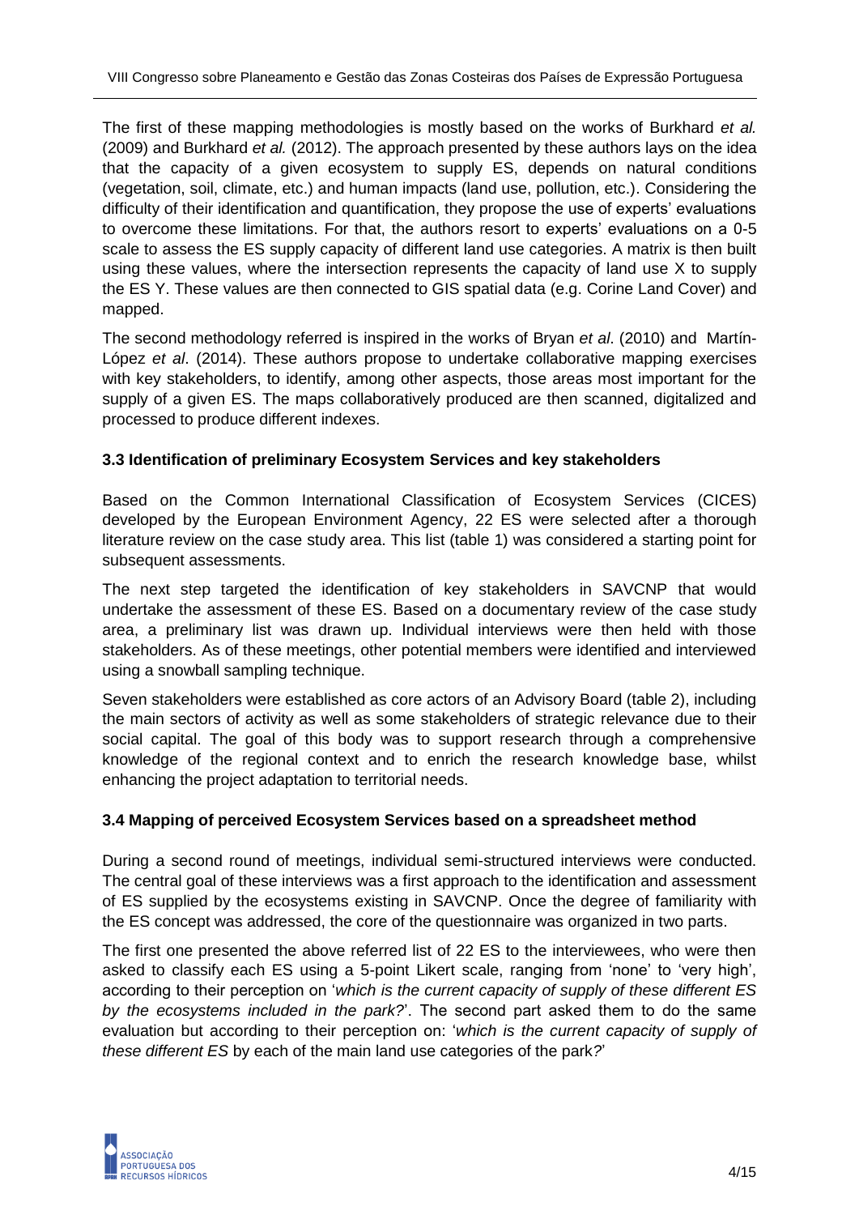The first of these mapping methodologies is mostly based on the works of Burkhard *et al.* (2009) and Burkhard *et al.* (2012). The approach presented by these authors lays on the idea that the capacity of a given ecosystem to supply ES, depends on natural conditions (vegetation, soil, climate, etc.) and human impacts (land use, pollution, etc.). Considering the difficulty of their identification and quantification, they propose the use of experts' evaluations to overcome these limitations. For that, the authors resort to experts' evaluations on a 0-5 scale to assess the ES supply capacity of different land use categories. A matrix is then built using these values, where the intersection represents the capacity of land use X to supply the ES Y. These values are then connected to GIS spatial data (e.g. Corine Land Cover) and mapped.

The second methodology referred is inspired in the works of Bryan *et al*. (2010) and Martín-López *et al*. (2014). These authors propose to undertake collaborative mapping exercises with key stakeholders, to identify, among other aspects, those areas most important for the supply of a given ES. The maps collaboratively produced are then scanned, digitalized and processed to produce different indexes.

### 3.3 Identification of preliminary Ecosystem Services and key stakeholders

Based on the Common International Classification of Ecosystem Services (CICES) developed by the European Environment Agency, 22 ES were selected after a thorough literature review on the case study area. This list (table 1) was considered a starting point for subsequent assessments.

The next step targeted the identification of key stakeholders in SAVCNP that would undertake the assessment of these ES. Based on a documentary review of the case study area, a preliminary list was drawn up. Individual interviews were then held with those stakeholders. As of these meetings, other potential members were identified and interviewed using a snowball sampling technique.

Seven stakeholders were established as core actors of an Advisory Board (table 2), including the main sectors of activity as well as some stakeholders of strategic relevance due to their social capital. The goal of this body was to support research through a comprehensive knowledge of the regional context and to enrich the research knowledge base, whilst enhancing the project adaptation to territorial needs.

### 3.4 Mapping of perceived Ecosystem Services based on a spreadsheet method

During a second round of meetings, individual semi-structured interviews were conducted. The central goal of these interviews was a first approach to the identification and assessment of ES supplied by the ecosystems existing in SAVCNP. Once the degree of familiarity with the ES concept was addressed, the core of the questionnaire was organized in two parts.

The first one presented the above referred list of 22 ES to the interviewees, who were then asked to classify each ES using a 5-point Likert scale, ranging from 'none' to 'very high', according to their perception on '*which is the current capacity of supply of these different ES by the ecosystems included in the park?*'. The second part asked them to do the same evaluation but according to their perception on: '*which is the current capacity of supply of these different ES* by each of the main land use categories of the park*?*'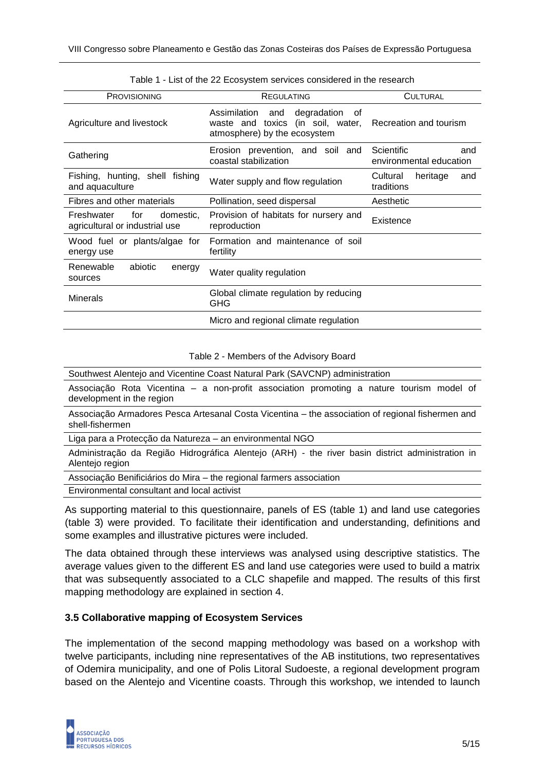Table 1 - List of the 22 Ecosystem services considered in the research

| PROVISIONING | REGULATING | CULTURAL |
|---|---|---|
| Agriculture and livestock | Assimilation and degradation of waste and toxics (in soil, water, atmosphere) by the ecosystem | Recreation and tourism |
| Gathering | Erosion prevention, and soil and coastal stabilization | Scientific and environmental education |
| Fishing, hunting, shell fishing and aquaculture | Water supply and flow regulation | Cultural heritage and traditions |
| Fibres and other materials | Pollination, seed dispersal | Aesthetic |
| Freshwater for domestic, agricultural or industrial use | Provision of habitats for nursery and reproduction | Existence |
| Wood fuel or plants/algae for energy use | Formation and maintenance of soil fertility | |
| Renewable abiotic energy sources | Water quality regulation | |
| Minerals | Global climate regulation by reducing GHG | |
| | Micro and regional climate regulation | |

Table 2 - Members of the Advisory Board

| |
|---|
| Southwest Alentejo and Vicentine Coast Natural Park (SAVCNP) administration |
| Associação Rota Vicentina – a non-profit association promoting a nature tourism model of development in the region |
| Associação Armadores Pesca Artesanal Costa Vicentina – the association of regional fishermen and shell-fishermen |
| Liga para a Protecção da Natureza – an environmental NGO |
| Administração da Região Hidrográfica Alentejo (ARH) - the river basin district administration in Alentejo region |
| Associação Benificiários do Mira – the regional farmers association |
| Environmental consultant and local activist |

As supporting material to this questionnaire, panels of ES (table 1) and land use categories (table 3) were provided. To facilitate their identification and understanding, definitions and some examples and illustrative pictures were included.

The data obtained through these interviews was analysed using descriptive statistics. The average values given to the different ES and land use categories were used to build a matrix that was subsequently associated to a CLC shapefile and mapped. The results of this first mapping methodology are explained in section 4.

### 3.5 Collaborative mapping of Ecosystem Services

The implementation of the second mapping methodology was based on a workshop with twelve participants, including nine representatives of the AB institutions, two representatives of Odemira municipality, and one of Polis Litoral Sudoeste, a regional development program based on the Alentejo and Vicentine coasts. Through this workshop, we intended to launch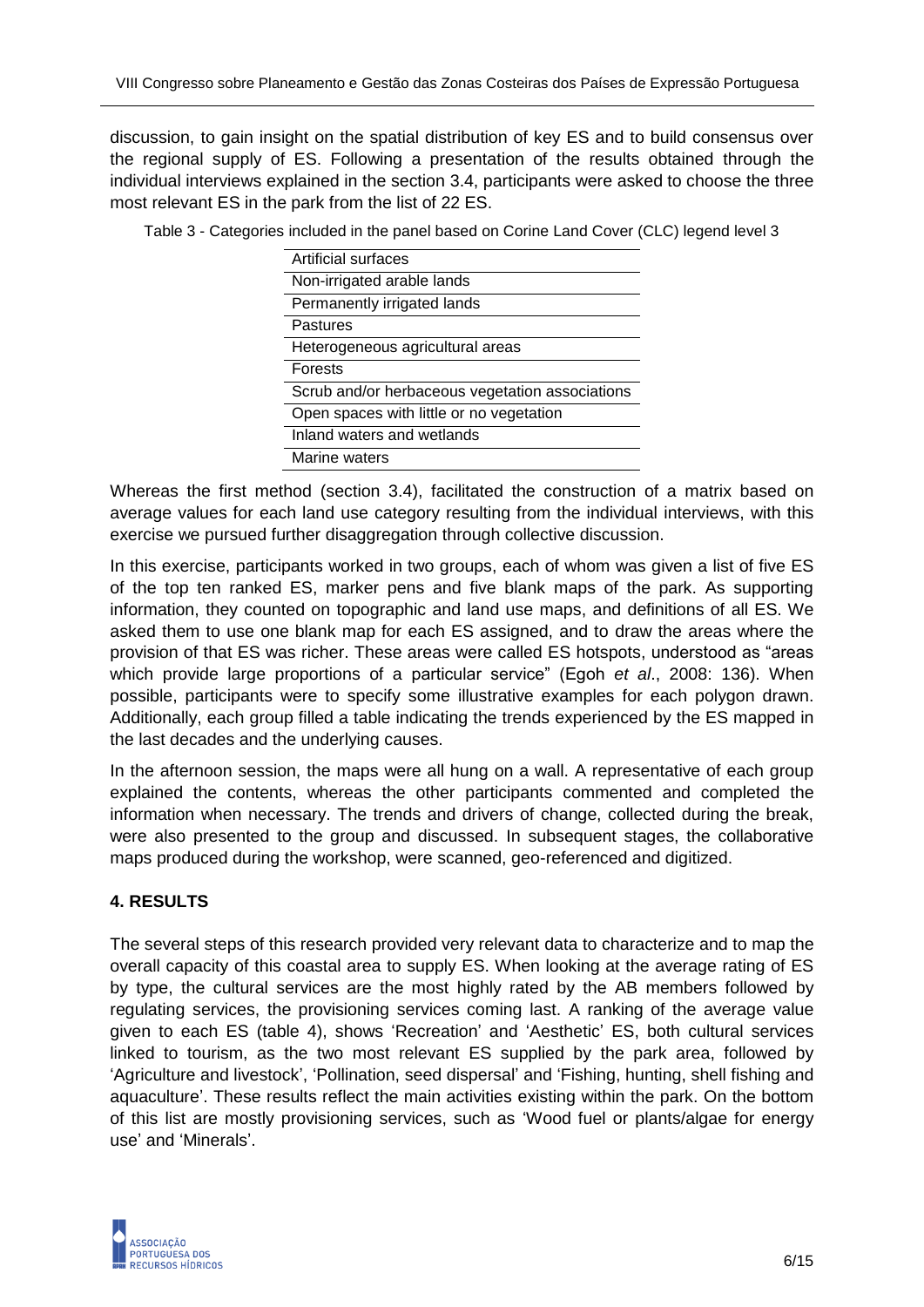discussion, to gain insight on the spatial distribution of key ES and to build consensus over the regional supply of ES. Following a presentation of the results obtained through the individual interviews explained in the section 3.4, participants were asked to choose the three most relevant ES in the park from the list of 22 ES.

Table 3 - Categories included in the panel based on Corine Land Cover (CLC) legend level 3

| Artificial surfaces |
|---|
| Non-irrigated arable lands |
| Permanently irrigated lands |
| Pastures |
| Heterogeneous agricultural areas |
| Forests |
| Scrub and/or herbaceous vegetation associations |
| Open spaces with little or no vegetation |
| Inland waters and wetlands |
| Marine waters |

Whereas the first method (section 3.4), facilitated the construction of a matrix based on average values for each land use category resulting from the individual interviews, with this exercise we pursued further disaggregation through collective discussion.

In this exercise, participants worked in two groups, each of whom was given a list of five ES of the top ten ranked ES, marker pens and five blank maps of the park. As supporting information, they counted on topographic and land use maps, and definitions of all ES. We asked them to use one blank map for each ES assigned, and to draw the areas where the provision of that ES was richer. These areas were called ES hotspots, understood as "areas which provide large proportions of a particular service" (Egoh *et al*., 2008: 136). When possible, participants were to specify some illustrative examples for each polygon drawn. Additionally, each group filled a table indicating the trends experienced by the ES mapped in the last decades and the underlying causes.

In the afternoon session, the maps were all hung on a wall. A representative of each group explained the contents, whereas the other participants commented and completed the information when necessary. The trends and drivers of change, collected during the break, were also presented to the group and discussed. In subsequent stages, the collaborative maps produced during the workshop, were scanned, geo-referenced and digitized.

## 4. RESULTS

The several steps of this research provided very relevant data to characterize and to map the overall capacity of this coastal area to supply ES. When looking at the average rating of ES by type, the cultural services are the most highly rated by the AB members followed by regulating services, the provisioning services coming last. A ranking of the average value given to each ES (table 4), shows 'Recreation' and 'Aesthetic' ES, both cultural services linked to tourism, as the two most relevant ES supplied by the park area, followed by 'Agriculture and livestock', 'Pollination, seed dispersal' and 'Fishing, hunting, shell fishing and aquaculture'. These results reflect the main activities existing within the park. On the bottom of this list are mostly provisioning services, such as 'Wood fuel or plants/algae for energy use' and 'Minerals'.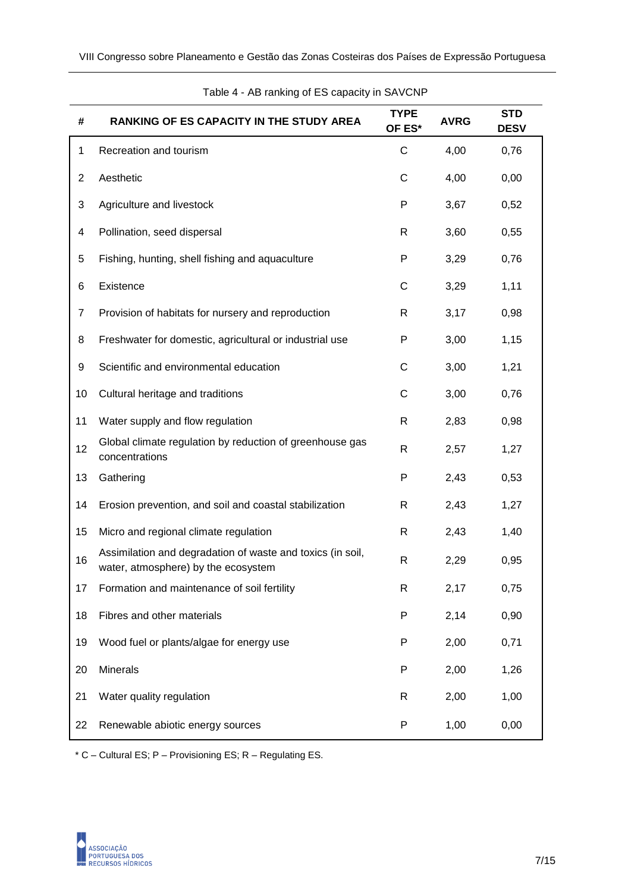Table 4 - AB ranking of ES capacity in SAVCNP

| # | RANKING OF ES CAPACITY IN THE STUDY AREA | TYPE OF ES* | AVRG | STD DESV |
|---|---|---|---|---|
| 1 | Recreation and tourism | C | 4,00 | 0,76 |
| 2 | Aesthetic | C | 4,00 | 0,00 |
| 3 | Agriculture and livestock | P | 3,67 | 0,52 |
| 4 | Pollination, seed dispersal | R | 3,60 | 0,55 |
| 5 | Fishing, hunting, shell fishing and aquaculture | P | 3,29 | 0,76 |
| 6 | Existence | C | 3,29 | 1,11 |
| 7 | Provision of habitats for nursery and reproduction | R | 3,17 | 0,98 |
| 8 | Freshwater for domestic, agricultural or industrial use | P | 3,00 | 1,15 |
| 9 | Scientific and environmental education | C | 3,00 | 1,21 |
| 10 | Cultural heritage and traditions | C | 3,00 | 0,76 |
| 11 | Water supply and flow regulation | R | 2,83 | 0,98 |
| 12 | Global climate regulation by reduction of greenhouse gas concentrations | R | 2,57 | 1,27 |
| 13 | Gathering | P | 2,43 | 0,53 |
| 14 | Erosion prevention, and soil and coastal stabilization | R | 2,43 | 1,27 |
| 15 | Micro and regional climate regulation | R | 2,43 | 1,40 |
| 16 | Assimilation and degradation of waste and toxics (in soil, water, atmosphere) by the ecosystem | R | 2,29 | 0,95 |
| 17 | Formation and maintenance of soil fertility | R | 2,17 | 0,75 |
| 18 | Fibres and other materials | P | 2,14 | 0,90 |
| 19 | Wood fuel or plants/algae for energy use | P | 2,00 | 0,71 |
| 20 | Minerals | P | 2,00 | 1,26 |
| 21 | Water quality regulation | R | 2,00 | 1,00 |
| 22 | Renewable abiotic energy sources | P | 1,00 | 0,00 |

* C – Cultural ES; P – Provisioning ES; R – Regulating ES.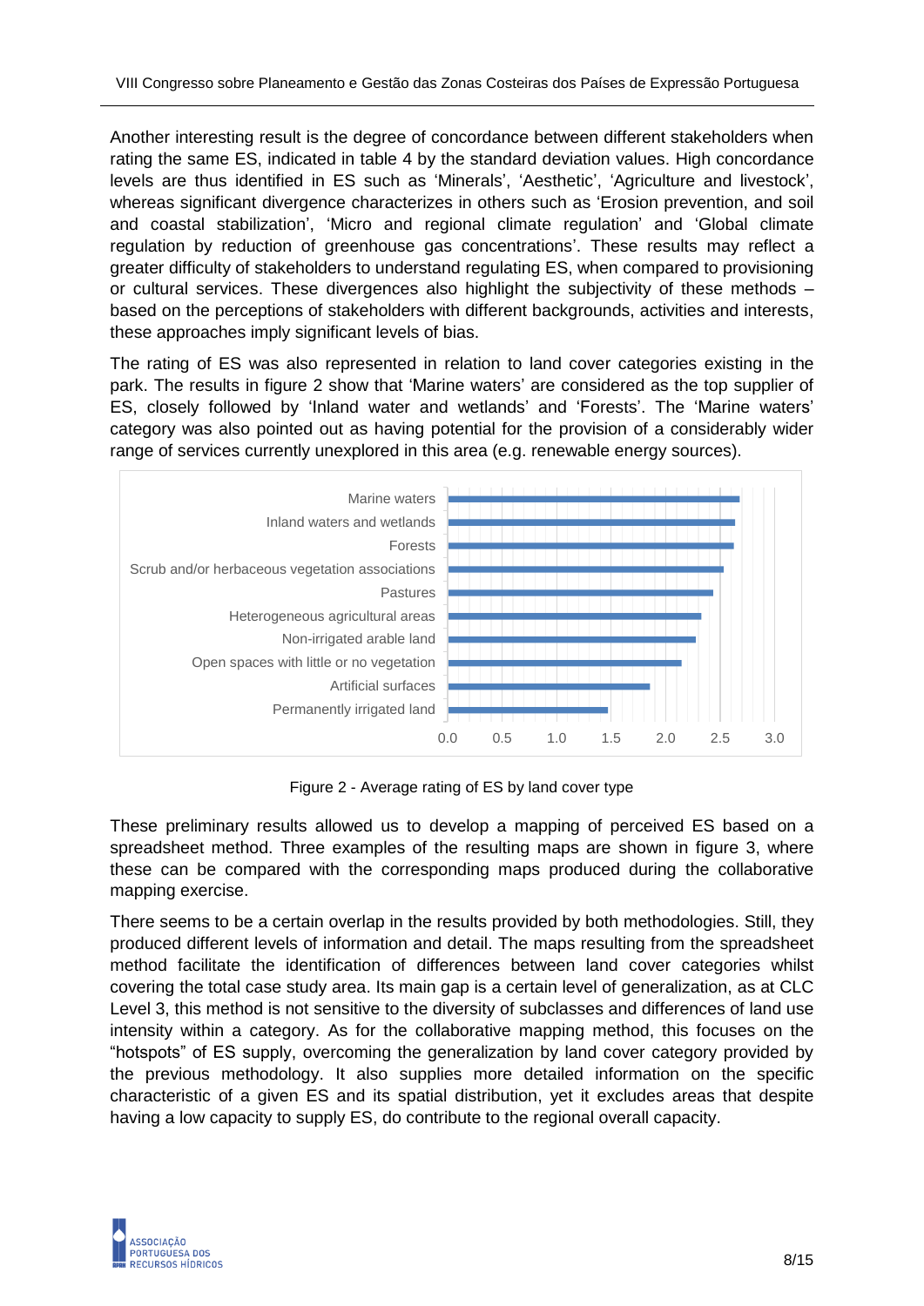Another interesting result is the degree of concordance between different stakeholders when rating the same ES, indicated in table 4 by the standard deviation values. High concordance levels are thus identified in ES such as 'Minerals', 'Aesthetic', 'Agriculture and livestock', whereas significant divergence characterizes in others such as 'Erosion prevention, and soil and coastal stabilization', 'Micro and regional climate regulation' and 'Global climate regulation by reduction of greenhouse gas concentrations'. These results may reflect a greater difficulty of stakeholders to understand regulating ES, when compared to provisioning or cultural services. These divergences also highlight the subjectivity of these methods – based on the perceptions of stakeholders with different backgrounds, activities and interests, these approaches imply significant levels of bias.

The rating of ES was also represented in relation to land cover categories existing in the park. The results in figure 2 show that 'Marine waters' are considered as the top supplier of ES, closely followed by 'Inland water and wetlands' and 'Forests'. The 'Marine waters' category was also pointed out as having potential for the provision of a considerably wider range of services currently unexplored in this area (e.g. renewable energy sources).

Figure 2 - Average rating of ES by land cover type

These preliminary results allowed us to develop a mapping of perceived ES based on a spreadsheet method. Three examples of the resulting maps are shown in figure 3, where these can be compared with the corresponding maps produced during the collaborative mapping exercise.

There seems to be a certain overlap in the results provided by both methodologies. Still, they produced different levels of information and detail. The maps resulting from the spreadsheet method facilitate the identification of differences between land cover categories whilst covering the total case study area. Its main gap is a certain level of generalization, as at CLC Level 3, this method is not sensitive to the diversity of subclasses and differences of land use intensity within a category. As for the collaborative mapping method, this focuses on the "hotspots" of ES supply, overcoming the generalization by land cover category provided by the previous methodology. It also supplies more detailed information on the specific characteristic of a given ES and its spatial distribution, yet it excludes areas that despite having a low capacity to supply ES, do contribute to the regional overall capacity.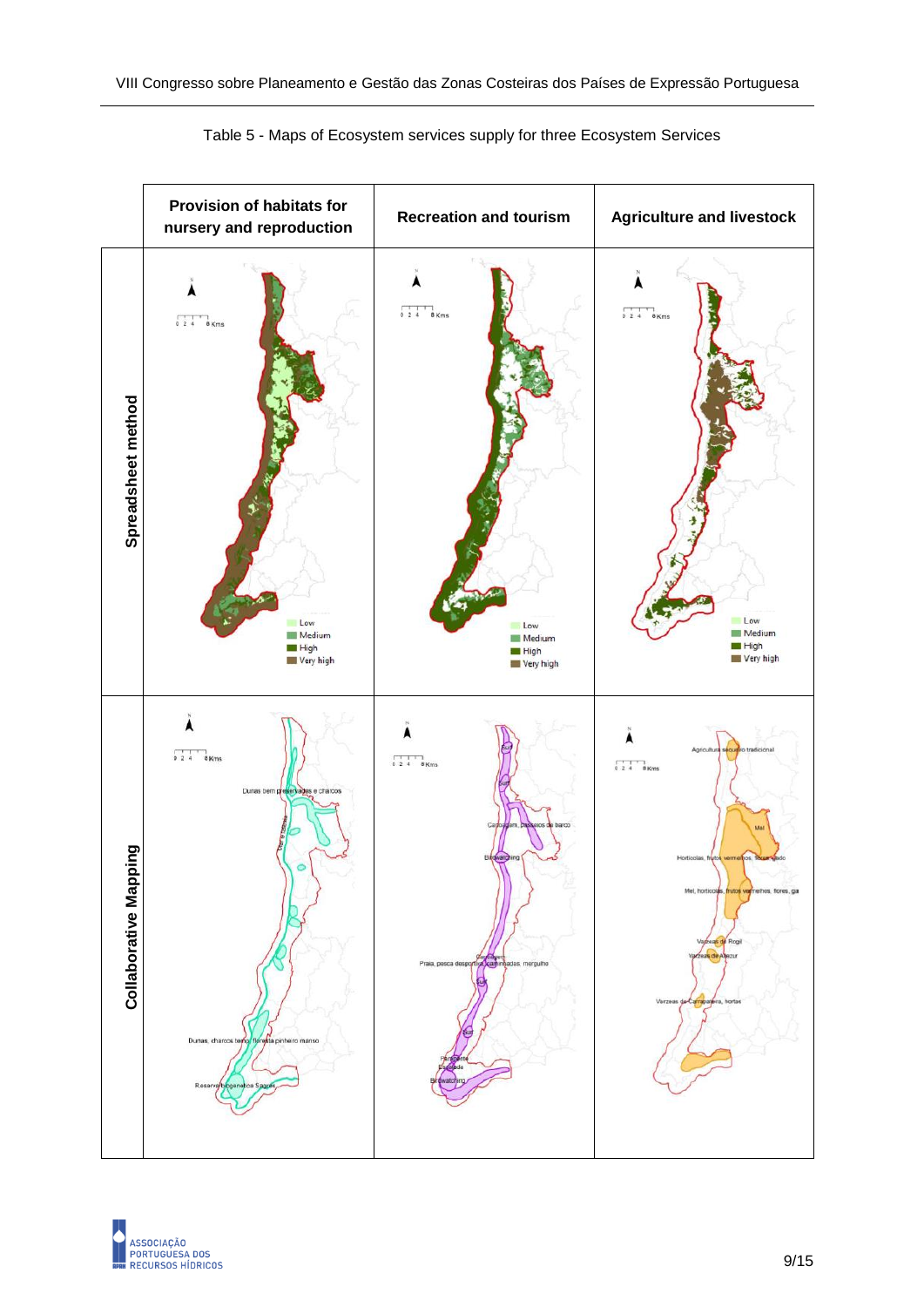Table 5 - Maps of Ecosystem services supply for three Ecosystem Services

| | Provision of habitats for nursery and reproduction | Recreation and tourism | Agriculture and livestock |
|---|---|---|---|
| Spreadsheet method | Legend: Low, Medium, High, Very high | Legend: Low, Medium, High, Very high | Legend: Low, Medium, High, Very high |
| Collaborative Mapping | Dunas bem preservadas e charcos; Dunas, charcos temp, floresta pinheiro manso; Reserva biogenetica Sagres | Surf; Canoagem, passeios de barco; Birdwatching; Praia, pesca desportiva, caminhadas, mergulho; Pesca; Escalada | Agricultura sequeiro tradicional; Mel; Horticolas, frutos vermelhos, flores, gado; Mel, horticolas, frutos vermelhos, flores, ga; Varzeas de Rogil; Varzeas de Aljezur; Varzeas de Carrapateira, hortas |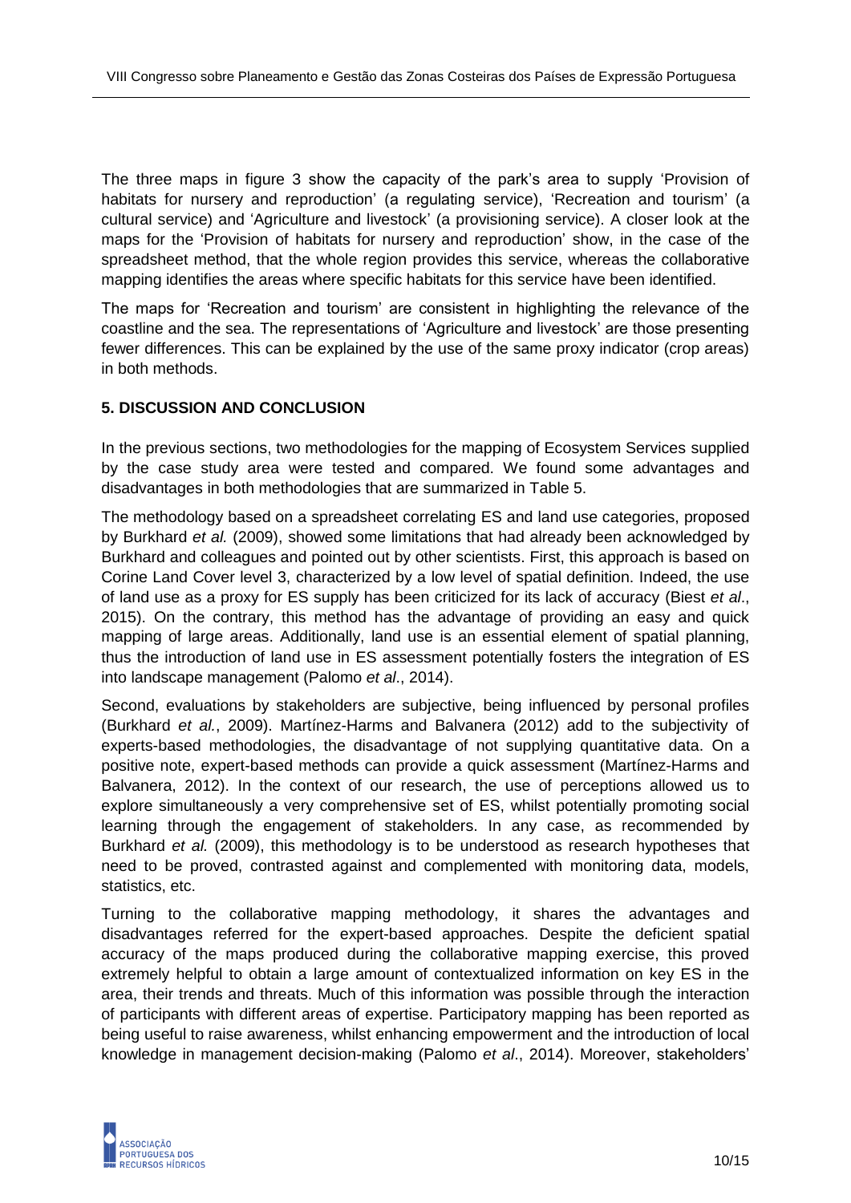The three maps in figure 3 show the capacity of the park's area to supply 'Provision of habitats for nursery and reproduction' (a regulating service), 'Recreation and tourism' (a cultural service) and 'Agriculture and livestock' (a provisioning service). A closer look at the maps for the 'Provision of habitats for nursery and reproduction' show, in the case of the spreadsheet method, that the whole region provides this service, whereas the collaborative mapping identifies the areas where specific habitats for this service have been identified.

The maps for 'Recreation and tourism' are consistent in highlighting the relevance of the coastline and the sea. The representations of 'Agriculture and livestock' are those presenting fewer differences. This can be explained by the use of the same proxy indicator (crop areas) in both methods.

## 5. DISCUSSION AND CONCLUSION

In the previous sections, two methodologies for the mapping of Ecosystem Services supplied by the case study area were tested and compared. We found some advantages and disadvantages in both methodologies that are summarized in Table 5.

The methodology based on a spreadsheet correlating ES and land use categories, proposed by Burkhard *et al.* (2009), showed some limitations that had already been acknowledged by Burkhard and colleagues and pointed out by other scientists. First, this approach is based on Corine Land Cover level 3, characterized by a low level of spatial definition. Indeed, the use of land use as a proxy for ES supply has been criticized for its lack of accuracy (Biest *et al*., 2015). On the contrary, this method has the advantage of providing an easy and quick mapping of large areas. Additionally, land use is an essential element of spatial planning, thus the introduction of land use in ES assessment potentially fosters the integration of ES into landscape management (Palomo *et al*., 2014).

Second, evaluations by stakeholders are subjective, being influenced by personal profiles (Burkhard *et al.*, 2009). Martínez-Harms and Balvanera (2012) add to the subjectivity of experts-based methodologies, the disadvantage of not supplying quantitative data. On a positive note, expert-based methods can provide a quick assessment (Martínez-Harms and Balvanera, 2012). In the context of our research, the use of perceptions allowed us to explore simultaneously a very comprehensive set of ES, whilst potentially promoting social learning through the engagement of stakeholders. In any case, as recommended by Burkhard *et al.* (2009), this methodology is to be understood as research hypotheses that need to be proved, contrasted against and complemented with monitoring data, models, statistics, etc.

Turning to the collaborative mapping methodology, it shares the advantages and disadvantages referred for the expert-based approaches. Despite the deficient spatial accuracy of the maps produced during the collaborative mapping exercise, this proved extremely helpful to obtain a large amount of contextualized information on key ES in the area, their trends and threats. Much of this information was possible through the interaction of participants with different areas of expertise. Participatory mapping has been reported as being useful to raise awareness, whilst enhancing empowerment and the introduction of local knowledge in management decision-making (Palomo *et al*., 2014). Moreover, stakeholders'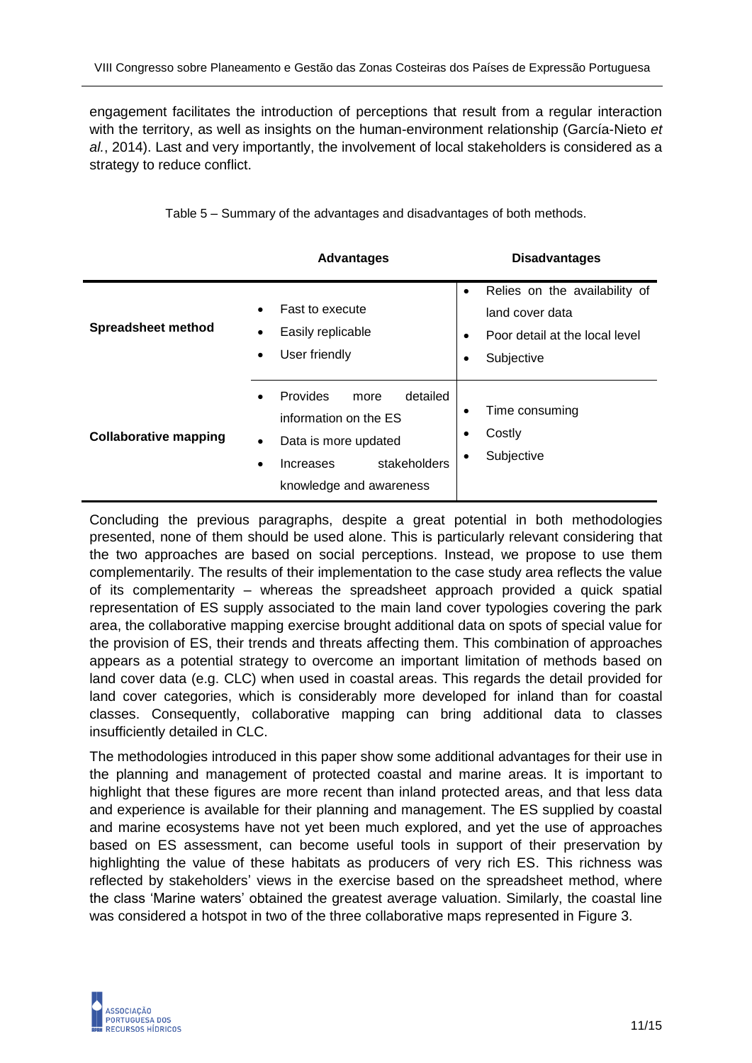engagement facilitates the introduction of perceptions that result from a regular interaction with the territory, as well as insights on the human-environment relationship (García-Nieto *et al.*, 2014). Last and very importantly, the involvement of local stakeholders is considered as a strategy to reduce conflict.

Table 5 – Summary of the advantages and disadvantages of both methods.

| | Advantages | Disadvantages |
|---|---|---|
| **Spreadsheet method** | • Fast to execute<br>• Easily replicable<br>• User friendly | • Relies on the availability of land cover data<br>• Poor detail at the local level<br>• Subjective |
| **Collaborative mapping** | • Provides more detailed information on the ES<br>• Data is more updated<br>• Increases stakeholders knowledge and awareness | • Time consuming<br>• Costly<br>• Subjective |

Concluding the previous paragraphs, despite a great potential in both methodologies presented, none of them should be used alone. This is particularly relevant considering that the two approaches are based on social perceptions. Instead, we propose to use them complementarily. The results of their implementation to the case study area reflects the value of its complementarity – whereas the spreadsheet approach provided a quick spatial representation of ES supply associated to the main land cover typologies covering the park area, the collaborative mapping exercise brought additional data on spots of special value for the provision of ES, their trends and threats affecting them. This combination of approaches appears as a potential strategy to overcome an important limitation of methods based on land cover data (e.g. CLC) when used in coastal areas. This regards the detail provided for land cover categories, which is considerably more developed for inland than for coastal classes. Consequently, collaborative mapping can bring additional data to classes insufficiently detailed in CLC.

The methodologies introduced in this paper show some additional advantages for their use in the planning and management of protected coastal and marine areas. It is important to highlight that these figures are more recent than inland protected areas, and that less data and experience is available for their planning and management. The ES supplied by coastal and marine ecosystems have not yet been much explored, and yet the use of approaches based on ES assessment, can become useful tools in support of their preservation by highlighting the value of these habitats as producers of very rich ES. This richness was reflected by stakeholders' views in the exercise based on the spreadsheet method, where the class 'Marine waters' obtained the greatest average valuation. Similarly, the coastal line was considered a hotspot in two of the three collaborative maps represented in Figure 3.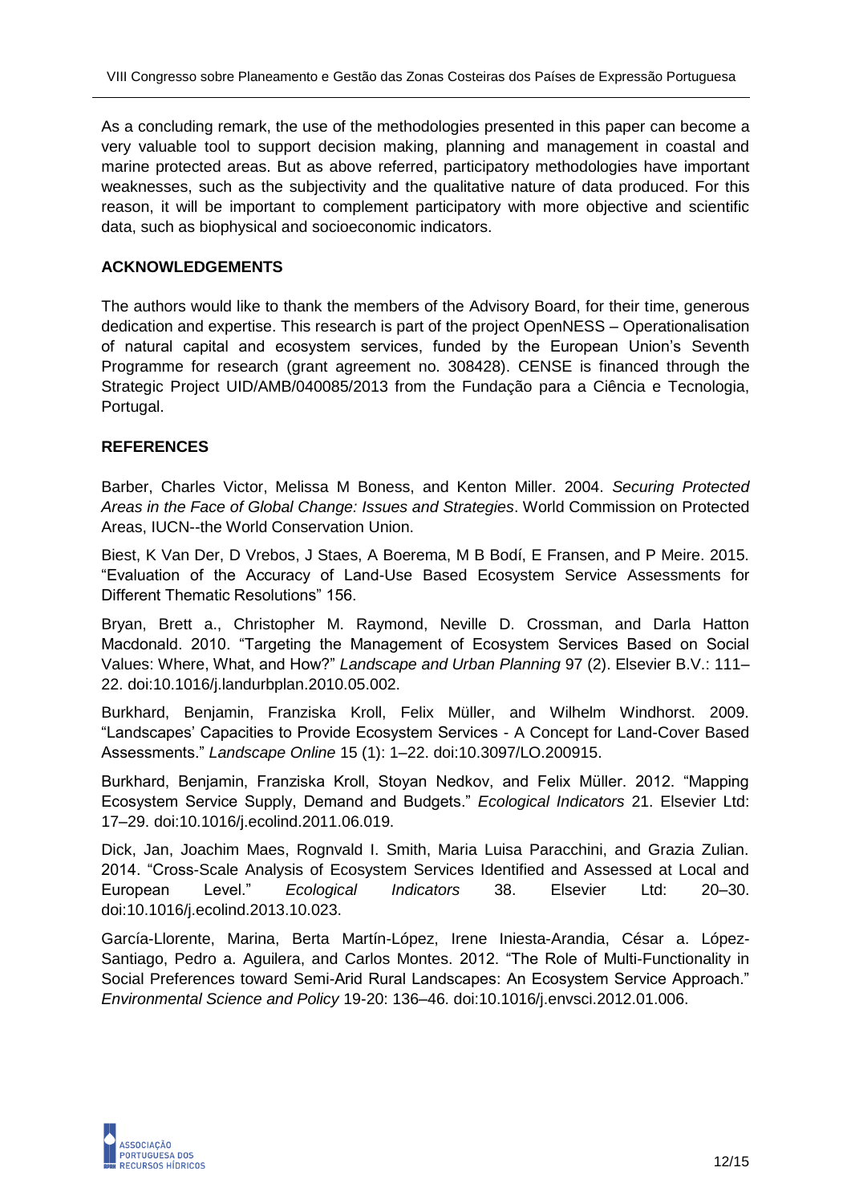As a concluding remark, the use of the methodologies presented in this paper can become a very valuable tool to support decision making, planning and management in coastal and marine protected areas. But as above referred, participatory methodologies have important weaknesses, such as the subjectivity and the qualitative nature of data produced. For this reason, it will be important to complement participatory with more objective and scientific data, such as biophysical and socioeconomic indicators.

## ACKNOWLEDGEMENTS

The authors would like to thank the members of the Advisory Board, for their time, generous dedication and expertise. This research is part of the project OpenNESS – Operationalisation of natural capital and ecosystem services, funded by the European Union's Seventh Programme for research (grant agreement no. 308428). CENSE is financed through the Strategic Project UID/AMB/040085/2013 from the Fundação para a Ciência e Tecnologia, Portugal.

## REFERENCES

Barber, Charles Victor, Melissa M Boness, and Kenton Miller. 2004. *Securing Protected Areas in the Face of Global Change: Issues and Strategies*. World Commission on Protected Areas, IUCN--the World Conservation Union.

Biest, K Van Der, D Vrebos, J Staes, A Boerema, M B Bodí, E Fransen, and P Meire. 2015. "Evaluation of the Accuracy of Land-Use Based Ecosystem Service Assessments for Different Thematic Resolutions" 156.

Bryan, Brett a., Christopher M. Raymond, Neville D. Crossman, and Darla Hatton Macdonald. 2010. "Targeting the Management of Ecosystem Services Based on Social Values: Where, What, and How?" *Landscape and Urban Planning* 97 (2). Elsevier B.V.: 111–22. doi:10.1016/j.landurbplan.2010.05.002.

Burkhard, Benjamin, Franziska Kroll, Felix Müller, and Wilhelm Windhorst. 2009. "Landscapes' Capacities to Provide Ecosystem Services - A Concept for Land-Cover Based Assessments." *Landscape Online* 15 (1): 1–22. doi:10.3097/LO.200915.

Burkhard, Benjamin, Franziska Kroll, Stoyan Nedkov, and Felix Müller. 2012. "Mapping Ecosystem Service Supply, Demand and Budgets." *Ecological Indicators* 21. Elsevier Ltd: 17–29. doi:10.1016/j.ecolind.2011.06.019.

Dick, Jan, Joachim Maes, Rognvald I. Smith, Maria Luisa Paracchini, and Grazia Zulian. 2014. "Cross-Scale Analysis of Ecosystem Services Identified and Assessed at Local and European Level." *Ecological Indicators* 38. Elsevier Ltd: 20–30. doi:10.1016/j.ecolind.2013.10.023.

García-Llorente, Marina, Berta Martín-López, Irene Iniesta-Arandia, César a. López-Santiago, Pedro a. Aguilera, and Carlos Montes. 2012. "The Role of Multi-Functionality in Social Preferences toward Semi-Arid Rural Landscapes: An Ecosystem Service Approach." *Environmental Science and Policy* 19-20: 136–46. doi:10.1016/j.envsci.2012.01.006.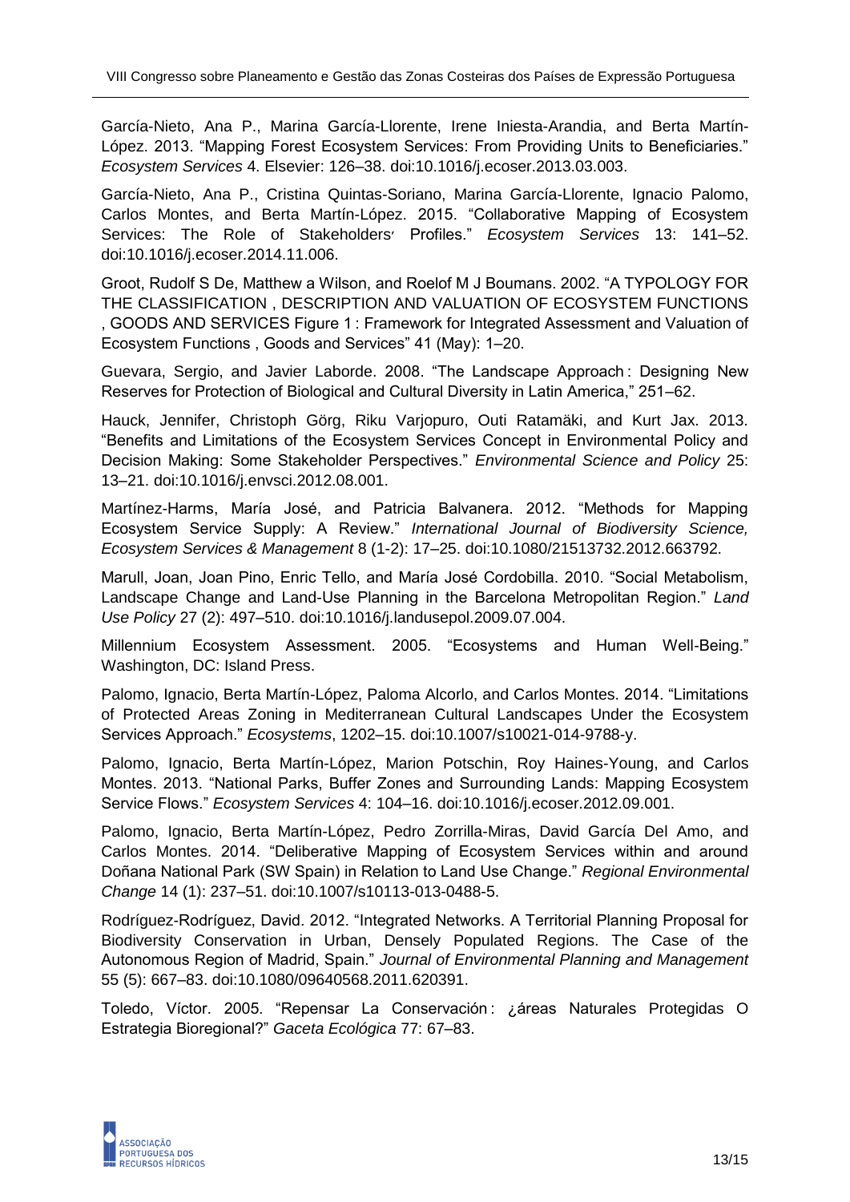García-Nieto, Ana P., Marina García-Llorente, Irene Iniesta-Arandia, and Berta Martín-López. 2013. "Mapping Forest Ecosystem Services: From Providing Units to Beneficiaries." *Ecosystem Services* 4. Elsevier: 126–38. doi:10.1016/j.ecoser.2013.03.003.

García-Nieto, Ana P., Cristina Quintas-Soriano, Marina García-Llorente, Ignacio Palomo, Carlos Montes, and Berta Martín-López. 2015. "Collaborative Mapping of Ecosystem Services: The Role of Stakeholders′ Profiles." *Ecosystem Services* 13: 141–52. doi:10.1016/j.ecoser.2014.11.006.

Groot, Rudolf S De, Matthew a Wilson, and Roelof M J Boumans. 2002. "A TYPOLOGY FOR THE CLASSIFICATION , DESCRIPTION AND VALUATION OF ECOSYSTEM FUNCTIONS , GOODS AND SERVICES Figure 1 : Framework for Integrated Assessment and Valuation of Ecosystem Functions , Goods and Services" 41 (May): 1–20.

Guevara, Sergio, and Javier Laborde. 2008. "The Landscape Approach : Designing New Reserves for Protection of Biological and Cultural Diversity in Latin America," 251–62.

Hauck, Jennifer, Christoph Görg, Riku Varjopuro, Outi Ratamäki, and Kurt Jax. 2013. "Benefits and Limitations of the Ecosystem Services Concept in Environmental Policy and Decision Making: Some Stakeholder Perspectives." *Environmental Science and Policy* 25: 13–21. doi:10.1016/j.envsci.2012.08.001.

Martínez-Harms, María José, and Patricia Balvanera. 2012. "Methods for Mapping Ecosystem Service Supply: A Review." *International Journal of Biodiversity Science, Ecosystem Services & Management* 8 (1-2): 17–25. doi:10.1080/21513732.2012.663792.

Marull, Joan, Joan Pino, Enric Tello, and María José Cordobilla. 2010. "Social Metabolism, Landscape Change and Land-Use Planning in the Barcelona Metropolitan Region." *Land Use Policy* 27 (2): 497–510. doi:10.1016/j.landusepol.2009.07.004.

Millennium Ecosystem Assessment. 2005. "Ecosystems and Human Well-Being." Washington, DC: Island Press.

Palomo, Ignacio, Berta Martín-López, Paloma Alcorlo, and Carlos Montes. 2014. "Limitations of Protected Areas Zoning in Mediterranean Cultural Landscapes Under the Ecosystem Services Approach." *Ecosystems*, 1202–15. doi:10.1007/s10021-014-9788-y.

Palomo, Ignacio, Berta Martín-López, Marion Potschin, Roy Haines-Young, and Carlos Montes. 2013. "National Parks, Buffer Zones and Surrounding Lands: Mapping Ecosystem Service Flows." *Ecosystem Services* 4: 104–16. doi:10.1016/j.ecoser.2012.09.001.

Palomo, Ignacio, Berta Martín-López, Pedro Zorrilla-Miras, David García Del Amo, and Carlos Montes. 2014. "Deliberative Mapping of Ecosystem Services within and around Doñana National Park (SW Spain) in Relation to Land Use Change." *Regional Environmental Change* 14 (1): 237–51. doi:10.1007/s10113-013-0488-5.

Rodríguez-Rodríguez, David. 2012. "Integrated Networks. A Territorial Planning Proposal for Biodiversity Conservation in Urban, Densely Populated Regions. The Case of the Autonomous Region of Madrid, Spain." *Journal of Environmental Planning and Management* 55 (5): 667–83. doi:10.1080/09640568.2011.620391.

Toledo, Víctor. 2005. "Repensar La Conservación : ¿áreas Naturales Protegidas O Estrategia Bioregional?" *Gaceta Ecológica* 77: 67–83.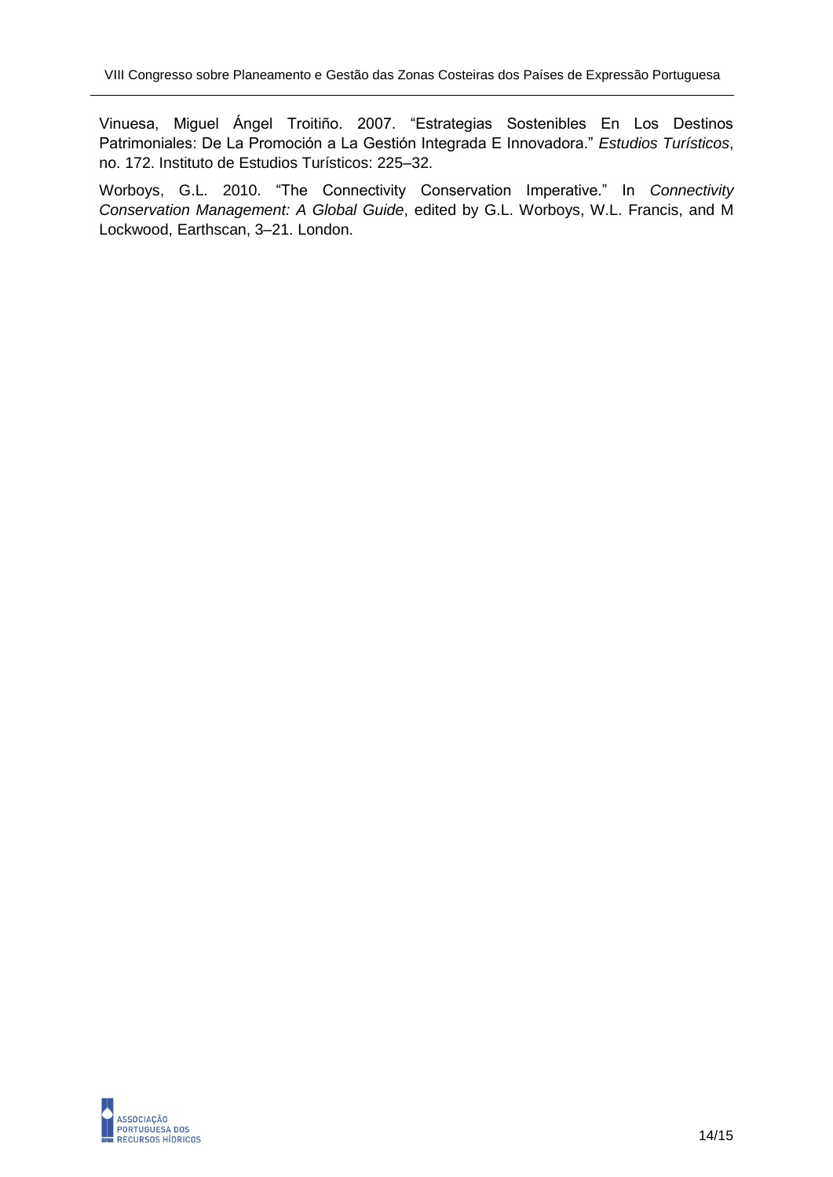Vinuesa, Miguel Ángel Troitiño. 2007. "Estrategias Sostenibles En Los Destinos Patrimoniales: De La Promoción a La Gestión Integrada E Innovadora." *Estudios Turísticos*, no. 172. Instituto de Estudios Turísticos: 225–32.

Worboys, G.L. 2010. "The Connectivity Conservation Imperative." In *Connectivity Conservation Management: A Global Guide*, edited by G.L. Worboys, W.L. Francis, and M Lockwood, Earthscan, 3–21. London.